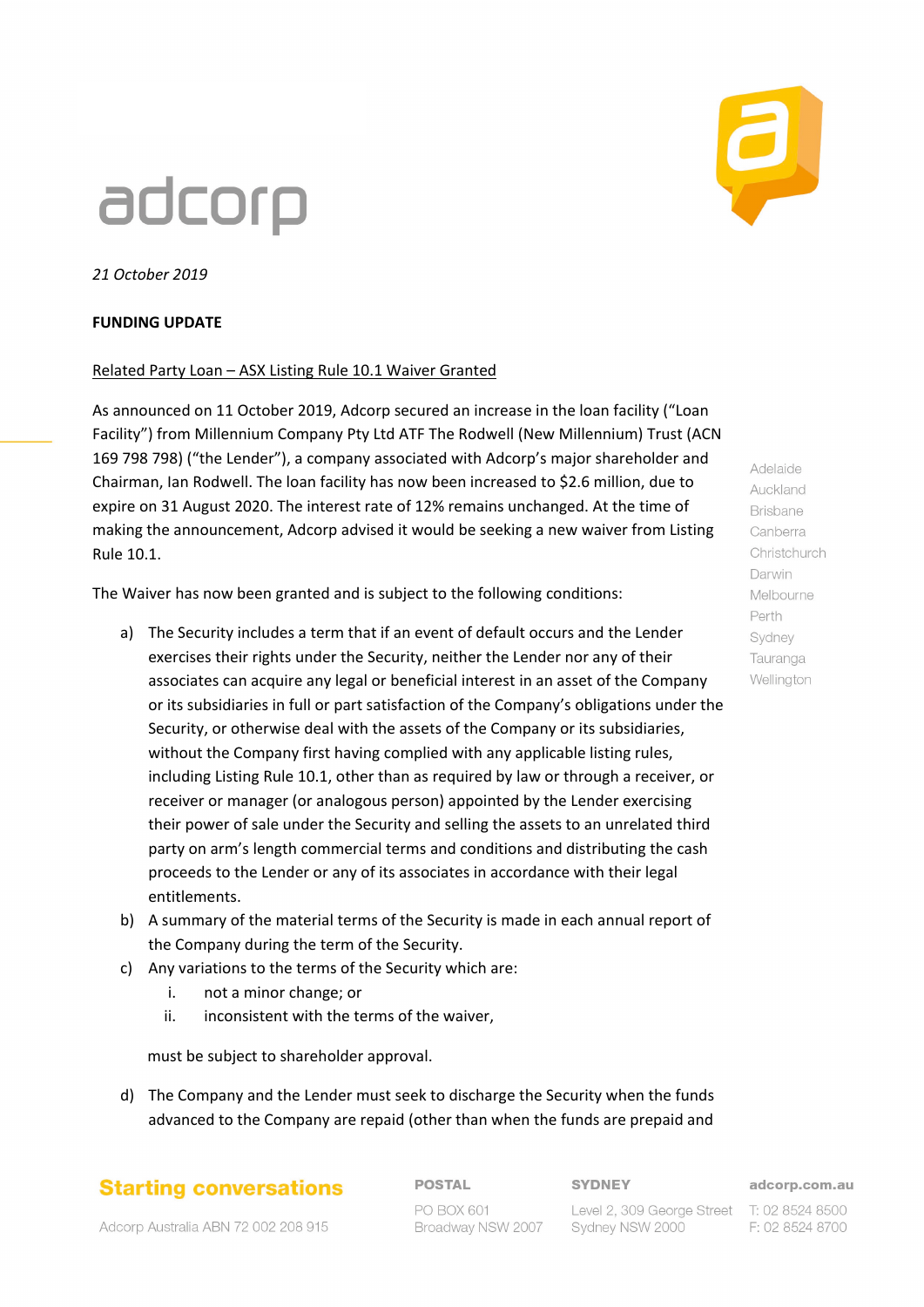adcorp

*21 October 2019*

**FUNDING UPDATE**

Related Party Loan – ASX Listing Rule 10.1 Waiver Granted

As announced on 11 October 2019, Adcorp secured an increase in the loan facility ("Loan Facility") from Millennium Company Pty Ltd ATF The Rodwell (New Millennium) Trust (ACN 169 798 798) ("the Lender"), a company associated with Adcorp's major shareholder and Chairman, Ian Rodwell. The loan facility has now been increased to $2.6 million, due to expire on 31 August 2020. The interest rate of 12% remains unchanged. At the time of making the announcement, Adcorp advised it would be seeking a new waiver from Listing Rule 10.1.

The Waiver has now been granted and is subject to the following conditions:

a) The Security includes a term that if an event of default occurs and the Lender exercises their rights under the Security, neither the Lender nor any of their associates can acquire any legal or beneficial interest in an asset of the Company or its subsidiaries in full or part satisfaction of the Company's obligations under the Security, or otherwise deal with the assets of the Company or its subsidiaries, without the Company first having complied with any applicable listing rules, including Listing Rule 10.1, other than as required by law or through a receiver, or receiver or manager (or analogous person) appointed by the Lender exercising their power of sale under the Security and selling the assets to an unrelated third party on arm's length commercial terms and conditions and distributing the cash proceeds to the Lender or any of its associates in accordance with their legal entitlements.

b) A summary of the material terms of the Security is made in each annual report of the Company during the term of the Security.

c) Any variations to the terms of the Security which are:
   i. not a minor change; or
   ii. inconsistent with the terms of the waiver,

   must be subject to shareholder approval.

d) The Company and the Lender must seek to discharge the Security when the funds advanced to the Company are repaid (other than when the funds are prepaid and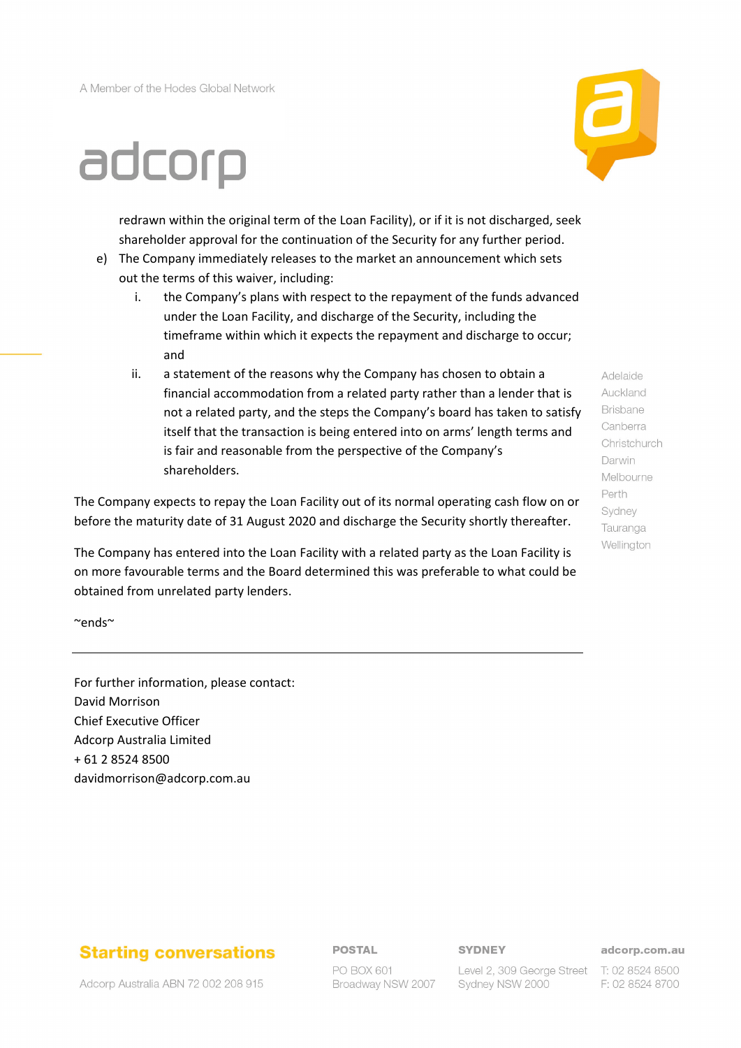redrawn within the original term of the Loan Facility), or if it is not discharged, seek shareholder approval for the continuation of the Security for any further period.

e) The Company immediately releases to the market an announcement which sets out the terms of this waiver, including:

   i. the Company's plans with respect to the repayment of the funds advanced under the Loan Facility, and discharge of the Security, including the timeframe within which it expects the repayment and discharge to occur; and

   ii. a statement of the reasons why the Company has chosen to obtain a financial accommodation from a related party rather than a lender that is not a related party, and the steps the Company's board has taken to satisfy itself that the transaction is being entered into on arms' length terms and is fair and reasonable from the perspective of the Company's shareholders.

The Company expects to repay the Loan Facility out of its normal operating cash flow on or before the maturity date of 31 August 2020 and discharge the Security shortly thereafter.

The Company has entered into the Loan Facility with a related party as the Loan Facility is on more favourable terms and the Board determined this was preferable to what could be obtained from unrelated party lenders.

~ends~

---

For further information, please contact:
David Morrison
Chief Executive Officer
Adcorp Australia Limited
+ 61 2 8524 8500
davidmorrison@adcorp.com.au